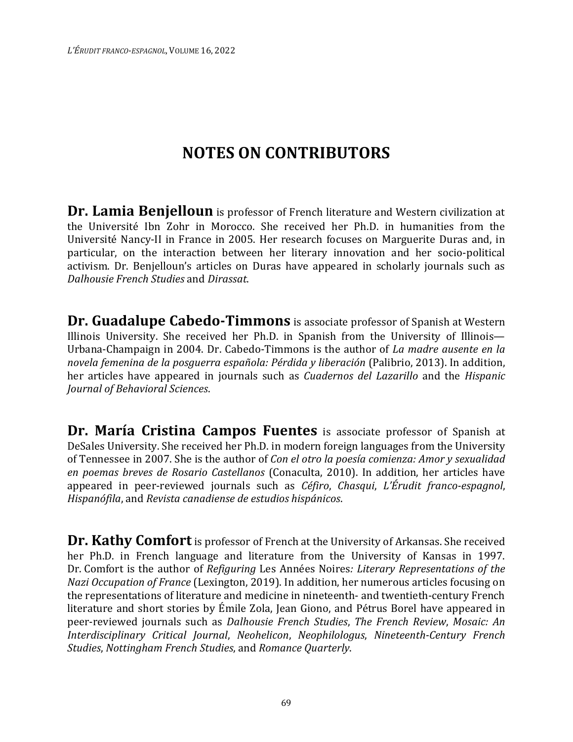# NOTES ON CONTRIBUTORS

**Dr. Lamia Benjelloun** is professor of French literature and Western civilization at the Université Ibn Zohr in Morocco. She received her Ph.D. in humanities from the Université Nancy-II in France in 2005. Her research focuses on Marguerite Duras and, in particular, on the interaction between her literary innovation and her socio-political activism. Dr. Benjelloun's articles on Duras have appeared in scholarly journals such as *Dalhousie French Studies* and *Dirassat*.

**Dr. Guadalupe Cabedo-Timmons** is associate professor of Spanish at Western Illinois University. She received her Ph.D. in Spanish from the University of Illinois—Urbana-Champaign in 2004. Dr. Cabedo-Timmons is the author of *La madre ausente en la novela femenina de la posguerra española: Pérdida y liberación* (Palibrio, 2013). In addition, her articles have appeared in journals such as *Cuadernos del Lazarillo* and the *Hispanic Journal of Behavioral Sciences*.

**Dr. María Cristina Campos Fuentes** is associate professor of Spanish at DeSales University. She received her Ph.D. in modern foreign languages from the University of Tennessee in 2007. She is the author of *Con el otro la poesía comienza: Amor y sexualidad en poemas breves de Rosario Castellanos* (Conaculta, 2010). In addition, her articles have appeared in peer-reviewed journals such as *Céfiro*, *Chasqui*, *L'Érudit franco-espagnol*, *Hispanófila*, and *Revista canadiense de estudios hispánicos*.

**Dr. Kathy Comfort** is professor of French at the University of Arkansas. She received her Ph.D. in French language and literature from the University of Kansas in 1997. Dr. Comfort is the author of *Refiguring* Les Années Noires*: Literary Representations of the Nazi Occupation of France* (Lexington, 2019). In addition, her numerous articles focusing on the representations of literature and medicine in nineteenth- and twentieth-century French literature and short stories by Émile Zola, Jean Giono, and Pétrus Borel have appeared in peer-reviewed journals such as *Dalhousie French Studies*, *The French Review*, *Mosaic: An Interdisciplinary Critical Journal*, *Neohelicon*, *Neophilologus*, *Nineteenth-Century French Studies*, *Nottingham French Studies*, and *Romance Quarterly*.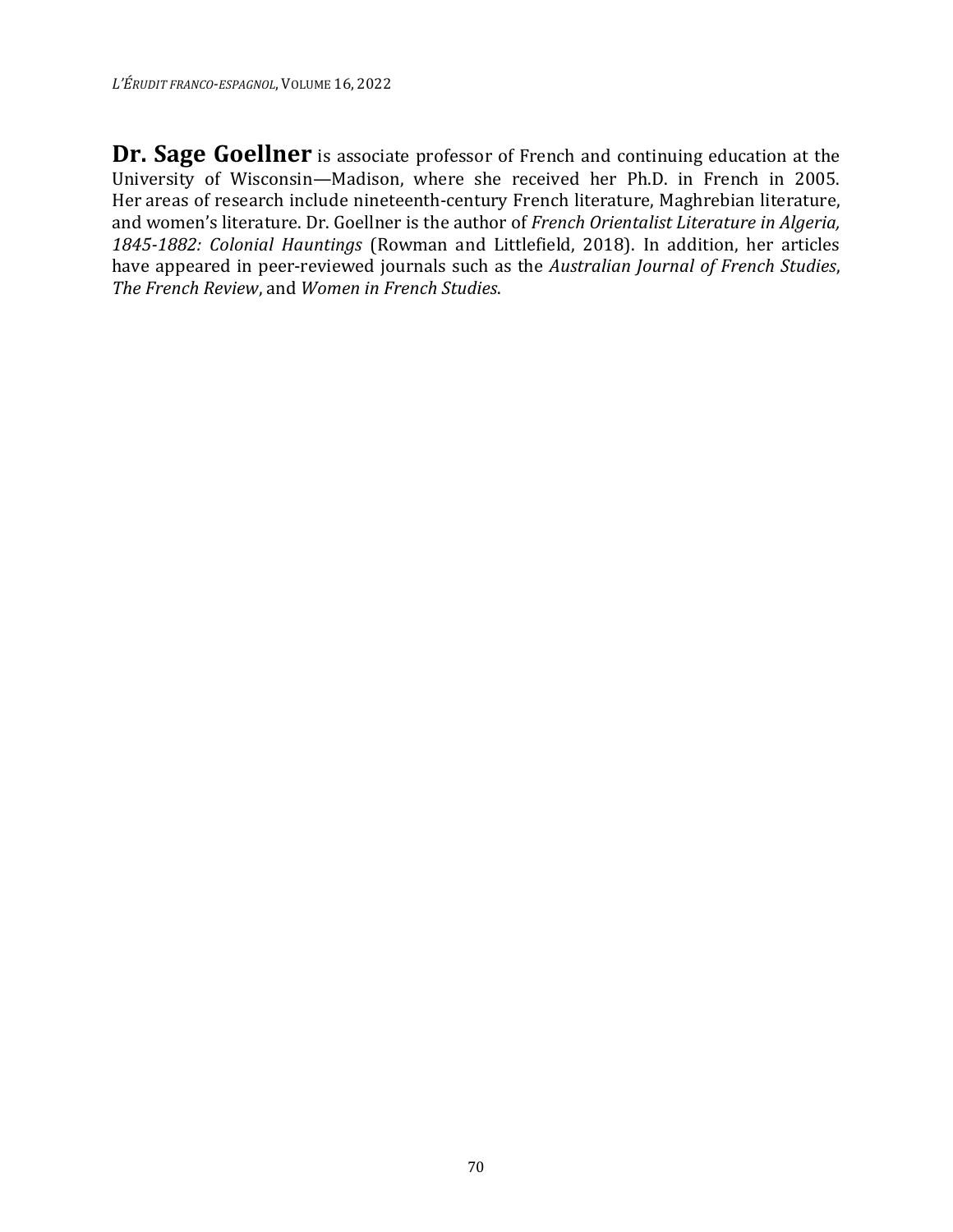**Dr. Sage Goellner** is associate professor of French and continuing education at the University of Wisconsin—Madison, where she received her Ph.D. in French in 2005. Her areas of research include nineteenth-century French literature, Maghrebian literature, and women's literature. Dr. Goellner is the author of *French Orientalist Literature in Algeria, 1845-1882: Colonial Hauntings* (Rowman and Littlefield, 2018). In addition, her articles have appeared in peer-reviewed journals such as the *Australian Journal of French Studies*, *The French Review*, and *Women in French Studies*.